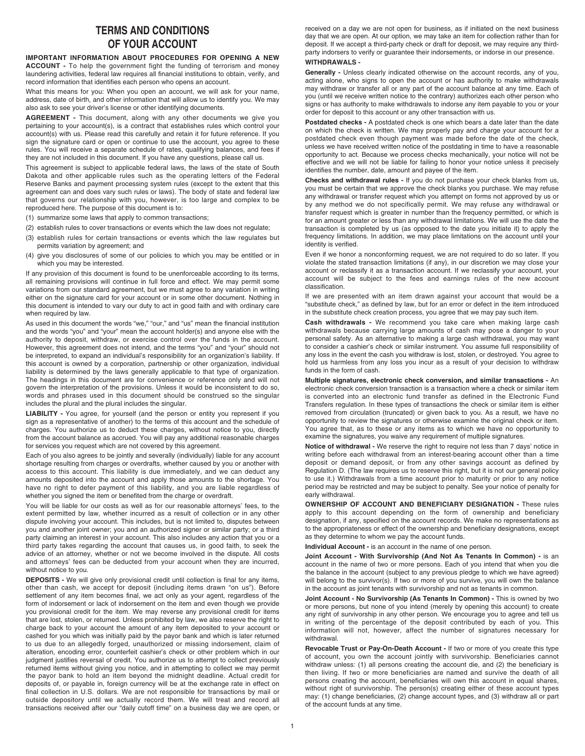# TERMS AND CONDITIONS OF YOUR ACCOUNT

**IMPORTANT INFORMATION ABOUT PROCEDURES FOR OPENING A NEW ACCOUNT -** To help the government fight the funding of terrorism and money laundering activities, federal law requires all financial institutions to obtain, verify, and record information that identifies each person who opens an account.

What this means for you: When you open an account, we will ask for your name, address, date of birth, and other information that will allow us to identify you. We may also ask to see your driver's license or other identifying documents.

**AGREEMENT -** This document, along with any other documents we give you pertaining to your account(s), is a contract that establishes rules which control your account(s) with us. Please read this carefully and retain it for future reference. If you sign the signature card or open or continue to use the account, you agree to these rules. You will receive a separate schedule of rates, qualifying balances, and fees if they are not included in this document. If you have any questions, please call us.

This agreement is subject to applicable federal laws, the laws of the state of South Dakota and other applicable rules such as the operating letters of the Federal Reserve Banks and payment processing system rules (except to the extent that this agreement can and does vary such rules or laws). The body of state and federal law that governs our relationship with you, however, is too large and complex to be reproduced here. The purpose of this document is to:

(1) summarize some laws that apply to common transactions;
(2) establish rules to cover transactions or events which the law does not regulate;
(3) establish rules for certain transactions or events which the law regulates but permits variation by agreement; and
(4) give you disclosures of some of our policies to which you may be entitled or in which you may be interested.

If any provision of this document is found to be unenforceable according to its terms, all remaining provisions will continue in full force and effect. We may permit some variations from our standard agreement, but we must agree to any variation in writing either on the signature card for your account or in some other document. Nothing in this document is intended to vary our duty to act in good faith and with ordinary care when required by law.

As used in this document the words "we," "our," and "us" mean the financial institution and the words "you" and "your" mean the account holder(s) and anyone else with the authority to deposit, withdraw, or exercise control over the funds in the account. However, this agreement does not intend, and the terms "you" and "your" should not be interpreted, to expand an individual's responsibility for an organization's liability. If this account is owned by a corporation, partnership or other organization, individual liability is determined by the laws generally applicable to that type of organization. The headings in this document are for convenience or reference only and will not govern the interpretation of the provisions. Unless it would be inconsistent to do so, words and phrases used in this document should be construed so the singular includes the plural and the plural includes the singular.

**LIABILITY -** You agree, for yourself (and the person or entity you represent if you sign as a representative of another) to the terms of this account and the schedule of charges. You authorize us to deduct these charges, without notice to you, directly from the account balance as accrued. You will pay any additional reasonable charges for services you request which are not covered by this agreement.

Each of you also agrees to be jointly and severally (individually) liable for any account shortage resulting from charges or overdrafts, whether caused by you or another with access to this account. This liability is due immediately, and we can deduct any amounts deposited into the account and apply those amounts to the shortage. You have no right to defer payment of this liability, and you are liable regardless of whether you signed the item or benefited from the charge or overdraft.

You will be liable for our costs as well as for our reasonable attorneys' fees, to the extent permitted by law, whether incurred as a result of collection or in any other dispute involving your account. This includes, but is not limited to, disputes between you and another joint owner; you and an authorized signer or similar party; or a third party claiming an interest in your account. This also includes any action that you or a third party takes regarding the account that causes us, in good faith, to seek the advice of an attorney, whether or not we become involved in the dispute. All costs and attorneys' fees can be deducted from your account when they are incurred, without notice to you.

**DEPOSITS -** We will give only provisional credit until collection is final for any items, other than cash, we accept for deposit (including items drawn "on us"). Before settlement of any item becomes final, we act only as your agent, regardless of the form of indorsement or lack of indorsement on the item and even though we provide you provisional credit for the item. We may reverse any provisional credit for items that are lost, stolen, or returned. Unless prohibited by law, we also reserve the right to charge back to your account the amount of any item deposited to your account or cashed for you which was initially paid by the payor bank and which is later returned to us due to an allegedly forged, unauthorized or missing indorsement, claim of alteration, encoding error, counterfeit cashier's check or other problem which in our judgment justifies reversal of credit. You authorize us to attempt to collect previously returned items without giving you notice, and in attempting to collect we may permit the payor bank to hold an item beyond the midnight deadline. Actual credit for deposits of, or payable in, foreign currency will be at the exchange rate in effect on final collection in U.S. dollars. We are not responsible for transactions by mail or outside depository until we actually record them. We will treat and record all transactions received after our "daily cutoff time" on a business day we are open, or received on a day we are not open for business, as if initiated on the next business day that we are open. At our option, we may take an item for collection rather than for deposit. If we accept a third-party check or draft for deposit, we may require any third-party indorsers to verify or guarantee their indorsements, or indorse in our presence.

**WITHDRAWALS -**

**Generally -** Unless clearly indicated otherwise on the account records, any of you, acting alone, who signs to open the account or has authority to make withdrawals may withdraw or transfer all or any part of the account balance at any time. Each of you (until we receive written notice to the contrary) authorizes each other person who signs or has authority to make withdrawals to indorse any item payable to you or your order for deposit to this account or any other transaction with us.

**Postdated checks -** A postdated check is one which bears a date later than the date on which the check is written. We may properly pay and charge your account for a postdated check even though payment was made before the date of the check, unless we have received written notice of the postdating in time to have a reasonable opportunity to act. Because we process checks mechanically, your notice will not be effective and we will not be liable for failing to honor your notice unless it precisely identifies the number, date, amount and payee of the item.

**Checks and withdrawal rules -** If you do not purchase your check blanks from us, you must be certain that we approve the check blanks you purchase. We may refuse any withdrawal or transfer request which you attempt on forms not approved by us or by any method we do not specifically permit. We may refuse any withdrawal or transfer request which is greater in number than the frequency permitted, or which is for an amount greater or less than any withdrawal limitations. We will use the date the transaction is completed by us (as opposed to the date you initiate it) to apply the frequency limitations. In addition, we may place limitations on the account until your identity is verified.

Even if we honor a nonconforming request, we are not required to do so later. If you violate the stated transaction limitations (if any), in our discretion we may close your account or reclassify it as a transaction account. If we reclassify your account, your account will be subject to the fees and earnings rules of the new account classification.

If we are presented with an item drawn against your account that would be a "substitute check," as defined by law, but for an error or defect in the item introduced in the substitute check creation process, you agree that we may pay such item.

**Cash withdrawals -** We recommend you take care when making large cash withdrawals because carrying large amounts of cash may pose a danger to your personal safety. As an alternative to making a large cash withdrawal, you may want to consider a cashier's check or similar instrument. You assume full responsibility of any loss in the event the cash you withdraw is lost, stolen, or destroyed. You agree to hold us harmless from any loss you incur as a result of your decision to withdraw funds in the form of cash.

**Multiple signatures, electronic check conversion, and similar transactions -** An electronic check conversion transaction is a transaction where a check or similar item is converted into an electronic fund transfer as defined in the Electronic Fund Transfers regulation. In these types of transactions the check or similar item is either removed from circulation (truncated) or given back to you. As a result, we have no opportunity to review the signatures or otherwise examine the original check or item. You agree that, as to these or any items as to which we have no opportunity to examine the signatures, you waive any requirement of multiple signatures.

**Notice of withdrawal -** We reserve the right to require not less than 7 days' notice in writing before each withdrawal from an interest-bearing account other than a time deposit or demand deposit, or from any other savings account as defined by Regulation D. (The law requires us to reserve this right, but it is not our general policy to use it.) Withdrawals from a time account prior to maturity or prior to any notice period may be restricted and may be subject to penalty. See your notice of penalty for early withdrawal.

**OWNERSHIP OF ACCOUNT AND BENEFICIARY DESIGNATION -** These rules apply to this account depending on the form of ownership and beneficiary designation, if any, specified on the account records. We make no representations as to the appropriateness or effect of the ownership and beneficiary designations, except as they determine to whom we pay the account funds.

**Individual Account -** is an account in the name of one person.

**Joint Account - With Survivorship (And Not As Tenants In Common) -** is an account in the name of two or more persons. Each of you intend that when you die the balance in the account (subject to any previous pledge to which we have agreed) will belong to the survivor(s). If two or more of you survive, you will own the balance in the account as joint tenants with survivorship and not as tenants in common.

**Joint Account - No Survivorship (As Tenants In Common) -** This is owned by two or more persons, but none of you intend (merely by opening this account) to create any right of survivorship in any other person. We encourage you to agree and tell us in writing of the percentage of the deposit contributed by each of you. This information will not, however, affect the number of signatures necessary for withdrawal.

**Revocable Trust or Pay-On-Death Account -** If two or more of you create this type of account, you own the account jointly with survivorship. Beneficiaries cannot withdraw unless: (1) all persons creating the account die, and (2) the beneficiary is then living. If two or more beneficiaries are named and survive the death of all persons creating the account, beneficiaries will own this account in equal shares, without right of survivorship. The person(s) creating either of these account types may: (1) change beneficiaries, (2) change account types, and (3) withdraw all or part of the account funds at any time.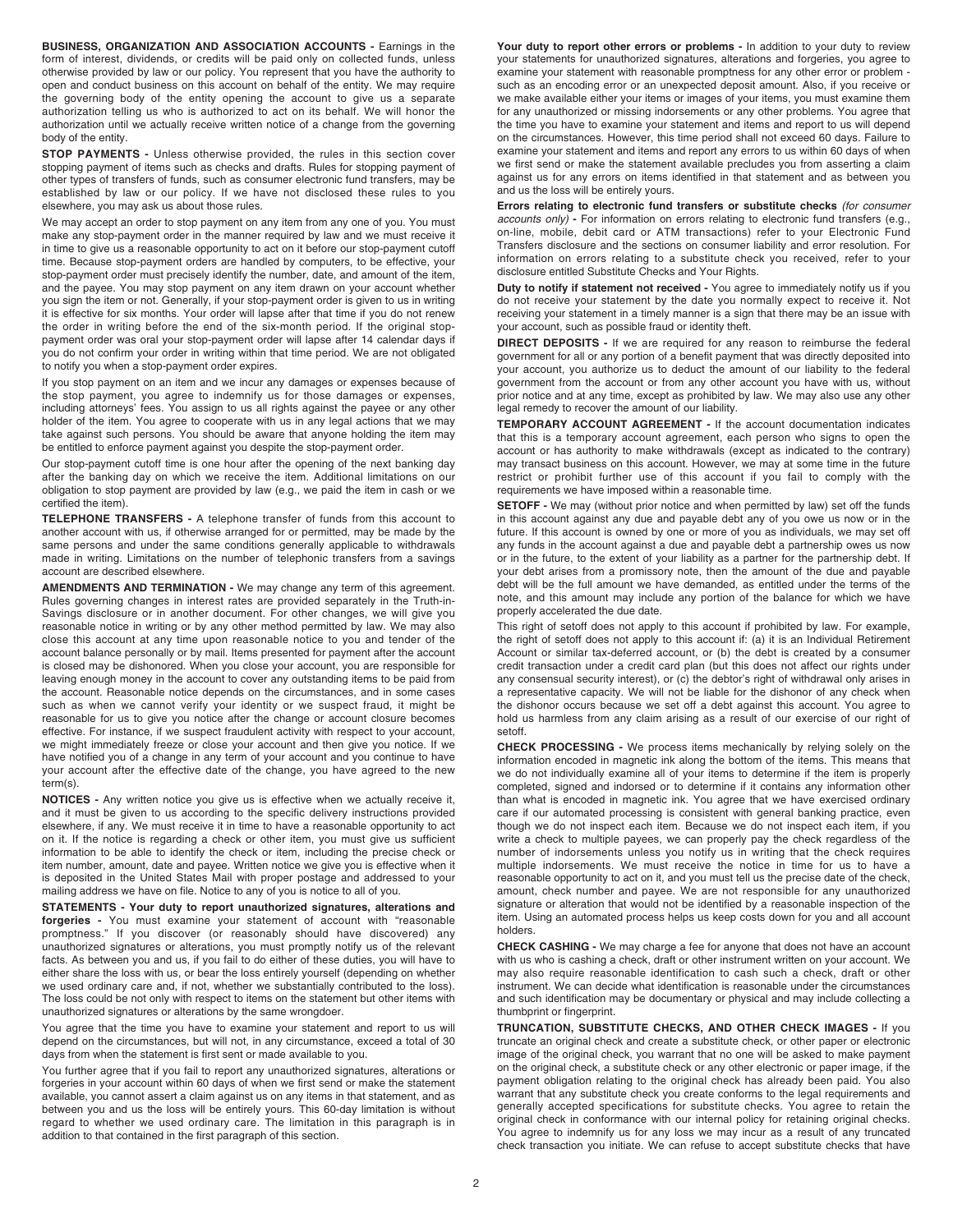**BUSINESS, ORGANIZATION AND ASSOCIATION ACCOUNTS -** Earnings in the form of interest, dividends, or credits will be paid only on collected funds, unless otherwise provided by law or our policy. You represent that you have the authority to open and conduct business on this account on behalf of the entity. We may require the governing body of the entity opening the account to give us a separate authorization telling us who is authorized to act on its behalf. We will honor the authorization until we actually receive written notice of a change from the governing body of the entity.

**STOP PAYMENTS -** Unless otherwise provided, the rules in this section cover stopping payment of items such as checks and drafts. Rules for stopping payment of other types of transfers of funds, such as consumer electronic fund transfers, may be established by law or our policy. If we have not disclosed these rules to you elsewhere, you may ask us about those rules.

We may accept an order to stop payment on any item from any one of you. You must make any stop-payment order in the manner required by law and we must receive it in time to give us a reasonable opportunity to act on it before our stop-payment cutoff time. Because stop-payment orders are handled by computers, to be effective, your stop-payment order must precisely identify the number, date, and amount of the item, and the payee. You may stop payment on any item drawn on your account whether you sign the item or not. Generally, if your stop-payment order is given to us in writing it is effective for six months. Your order will lapse after that time if you do not renew the order in writing before the end of the six-month period. If the original stop-payment order was oral your stop-payment order will lapse after 14 calendar days if you do not confirm your order in writing within that time period. We are not obligated to notify you when a stop-payment order expires.

If you stop payment on an item and we incur any damages or expenses because of the stop payment, you agree to indemnify us for those damages or expenses, including attorneys' fees. You assign to us all rights against the payee or any other holder of the item. You agree to cooperate with us in any legal actions that we may take against such persons. You should be aware that anyone holding the item may be entitled to enforce payment against you despite the stop-payment order.

Our stop-payment cutoff time is one hour after the opening of the next banking day after the banking day on which we receive the item. Additional limitations on our obligation to stop payment are provided by law (e.g., we paid the item in cash or we certified the item).

**TELEPHONE TRANSFERS -** A telephone transfer of funds from this account to another account with us, if otherwise arranged for or permitted, may be made by the same persons and under the same conditions generally applicable to withdrawals made in writing. Limitations on the number of telephonic transfers from a savings account are described elsewhere.

**AMENDMENTS AND TERMINATION -** We may change any term of this agreement. Rules governing changes in interest rates are provided separately in the Truth-in-Savings disclosure or in another document. For other changes, we will give you reasonable notice in writing or by any other method permitted by law. We may also close this account at any time upon reasonable notice to you and tender of the account balance personally or by mail. Items presented for payment after the account is closed may be dishonored. When you close your account, you are responsible for leaving enough money in the account to cover any outstanding items to be paid from the account. Reasonable notice depends on the circumstances, and in some cases such as when we cannot verify your identity or we suspect fraud, it might be reasonable for us to give you notice after the change or account closure becomes effective. For instance, if we suspect fraudulent activity with respect to your account, we might immediately freeze or close your account and then give you notice. If we have notified you of a change in any term of your account and you continue to have your account after the effective date of the change, you have agreed to the new term(s).

**NOTICES -** Any written notice you give us is effective when we actually receive it, and it must be given to us according to the specific delivery instructions provided elsewhere, if any. We must receive it in time to have a reasonable opportunity to act on it. If the notice is regarding a check or other item, you must give us sufficient information to be able to identify the check or item, including the precise check or item number, amount, date and payee. Written notice we give you is effective when it is deposited in the United States Mail with proper postage and addressed to your mailing address we have on file. Notice to any of you is notice to all of you.

**STATEMENTS - Your duty to report unauthorized signatures, alterations and forgeries -** You must examine your statement of account with "reasonable promptness." If you discover (or reasonably should have discovered) any unauthorized signatures or alterations, you must promptly notify us of the relevant facts. As between you and us, if you fail to do either of these duties, you will have to either share the loss with us, or bear the loss entirely yourself (depending on whether we used ordinary care and, if not, whether we substantially contributed to the loss). The loss could be not only with respect to items on the statement but other items with unauthorized signatures or alterations by the same wrongdoer.

You agree that the time you have to examine your statement and report to us will depend on the circumstances, but will not, in any circumstance, exceed a total of 30 days from when the statement is first sent or made available to you.

You further agree that if you fail to report any unauthorized signatures, alterations or forgeries in your account within 60 days of when we first send or make the statement available, you cannot assert a claim against us on any items in that statement, and as between you and us the loss will be entirely yours. This 60-day limitation is without regard to whether we used ordinary care. The limitation in this paragraph is in addition to that contained in the first paragraph of this section.

**Your duty to report other errors or problems -** In addition to your duty to review your statements for unauthorized signatures, alterations and forgeries, you agree to examine your statement with reasonable promptness for any other error or problem - such as an encoding error or an unexpected deposit amount. Also, if you receive or we make available either your items or images of your items, you must examine them for any unauthorized or missing indorsements or any other problems. You agree that the time you have to examine your statement and items and report to us will depend on the circumstances. However, this time period shall not exceed 60 days. Failure to examine your statement and items and report any errors to us within 60 days of when we first send or make the statement available precludes you from asserting a claim against us for any errors on items identified in that statement and as between you and us the loss will be entirely yours.

**Errors relating to electronic fund transfers or substitute checks** *(for consumer accounts only)* **-** For information on errors relating to electronic fund transfers (e.g., on-line, mobile, debit card or ATM transactions) refer to your Electronic Fund Transfers disclosure and the sections on consumer liability and error resolution. For information on errors relating to a substitute check you received, refer to your disclosure entitled Substitute Checks and Your Rights.

**Duty to notify if statement not received -** You agree to immediately notify us if you do not receive your statement by the date you normally expect to receive it. Not receiving your statement in a timely manner is a sign that there may be an issue with your account, such as possible fraud or identity theft.

**DIRECT DEPOSITS -** If we are required for any reason to reimburse the federal government for all or any portion of a benefit payment that was directly deposited into your account, you authorize us to deduct the amount of our liability to the federal government from the account or from any other account you have with us, without prior notice and at any time, except as prohibited by law. We may also use any other legal remedy to recover the amount of our liability.

**TEMPORARY ACCOUNT AGREEMENT -** If the account documentation indicates that this is a temporary account agreement, each person who signs to open the account or has authority to make withdrawals (except as indicated to the contrary) may transact business on this account. However, we may at some time in the future restrict or prohibit further use of this account if you fail to comply with the requirements we have imposed within a reasonable time.

**SETOFF -** We may (without prior notice and when permitted by law) set off the funds in this account against any due and payable debt any of you owe us now or in the future. If this account is owned by one or more of you as individuals, we may set off any funds in the account against a due and payable debt a partnership owes us now or in the future, to the extent of your liability as a partner for the partnership debt. If your debt arises from a promissory note, then the amount of the due and payable debt will be the full amount we have demanded, as entitled under the terms of the note, and this amount may include any portion of the balance for which we have properly accelerated the due date.

This right of setoff does not apply to this account if prohibited by law. For example, the right of setoff does not apply to this account if: (a) it is an Individual Retirement Account or similar tax-deferred account, or (b) the debt is created by a consumer credit transaction under a credit card plan (but this does not affect our rights under any consensual security interest), or (c) the debtor's right of withdrawal only arises in a representative capacity. We will not be liable for the dishonor of any check when the dishonor occurs because we set off a debt against this account. You agree to hold us harmless from any claim arising as a result of our exercise of our right of setoff.

**CHECK PROCESSING -** We process items mechanically by relying solely on the information encoded in magnetic ink along the bottom of the items. This means that we do not individually examine all of your items to determine if the item is properly completed, signed and indorsed or to determine if it contains any information other than what is encoded in magnetic ink. You agree that we have exercised ordinary care if our automated processing is consistent with general banking practice, even though we do not inspect each item. Because we do not inspect each item, if you write a check to multiple payees, we can properly pay the check regardless of the number of indorsements unless you notify us in writing that the check requires multiple indorsements. We must receive the notice in time for us to have a reasonable opportunity to act on it, and you must tell us the precise date of the check, amount, check number and payee. We are not responsible for any unauthorized signature or alteration that would not be identified by a reasonable inspection of the item. Using an automated process helps us keep costs down for you and all account holders.

**CHECK CASHING -** We may charge a fee for anyone that does not have an account with us who is cashing a check, draft or other instrument written on your account. We may also require reasonable identification to cash such a check, draft or other instrument. We can decide what identification is reasonable under the circumstances and such identification may be documentary or physical and may include collecting a thumbprint or fingerprint.

**TRUNCATION, SUBSTITUTE CHECKS, AND OTHER CHECK IMAGES -** If you truncate an original check and create a substitute check, or other paper or electronic image of the original check, you warrant that no one will be asked to make payment on the original check, a substitute check or any other electronic or paper image, if the payment obligation relating to the original check has already been paid. You also warrant that any substitute check you create conforms to the legal requirements and generally accepted specifications for substitute checks. You agree to retain the original check in conformance with our internal policy for retaining original checks. You agree to indemnify us for any loss we may incur as a result of any truncated check transaction you initiate. We can refuse to accept substitute checks that have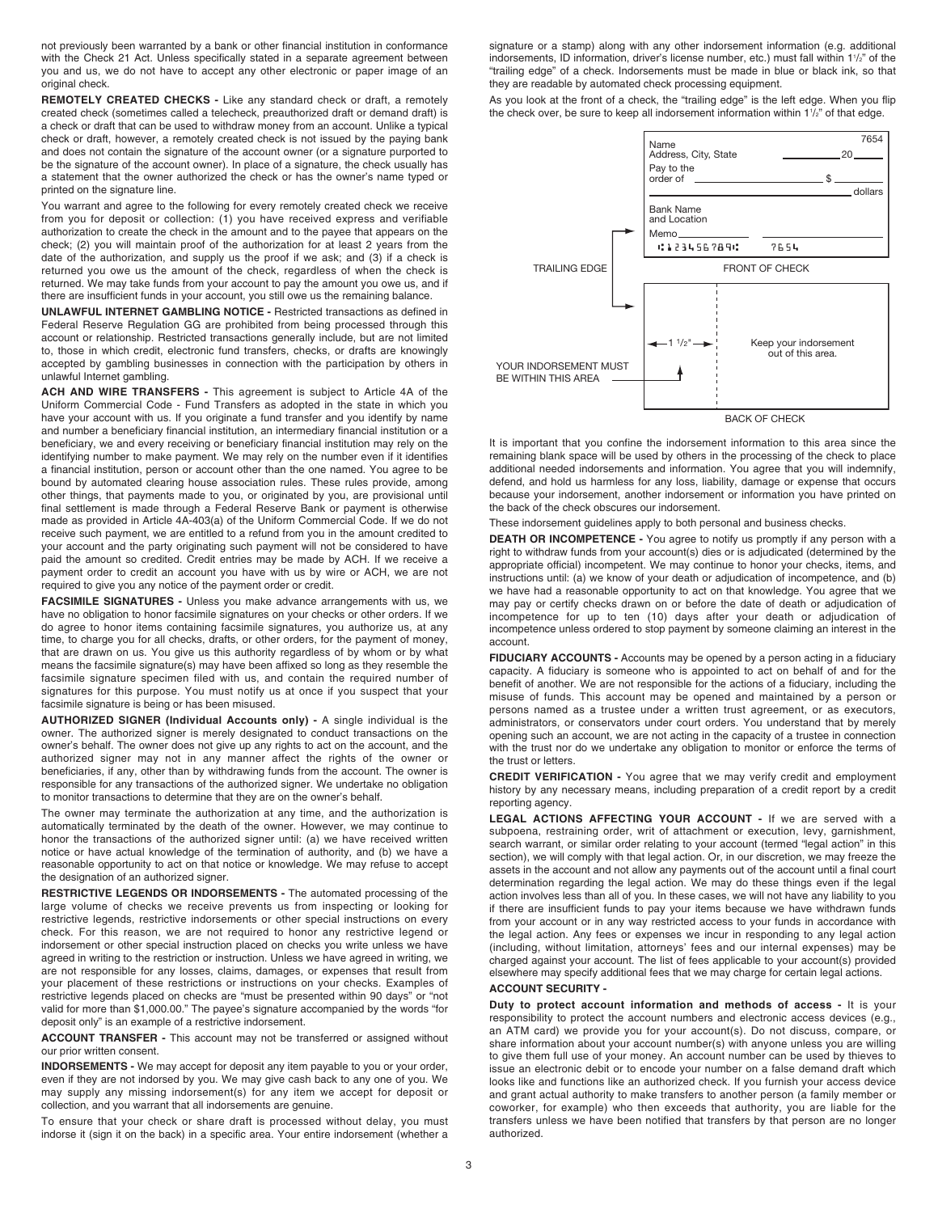not previously been warranted by a bank or other financial institution in conformance with the Check 21 Act. Unless specifically stated in a separate agreement between you and us, we do not have to accept any other electronic or paper image of an original check.

**REMOTELY CREATED CHECKS -** Like any standard check or draft, a remotely created check (sometimes called a telecheck, preauthorized draft or demand draft) is a check or draft that can be used to withdraw money from an account. Unlike a typical check or draft, however, a remotely created check is not issued by the paying bank and does not contain the signature of the account owner (or a signature purported to be the signature of the account owner). In place of a signature, the check usually has a statement that the owner authorized the check or has the owner's name typed or printed on the signature line.

You warrant and agree to the following for every remotely created check we receive from you for deposit or collection: (1) you have received express and verifiable authorization to create the check in the amount and to the payee that appears on the check; (2) you will maintain proof of the authorization for at least 2 years from the date of the authorization, and supply us the proof if we ask; and (3) if a check is returned you owe us the amount of the check, regardless of when the check is returned. We may take funds from your account to pay the amount you owe us, and if there are insufficient funds in your account, you still owe us the remaining balance.

**UNLAWFUL INTERNET GAMBLING NOTICE -** Restricted transactions as defined in Federal Reserve Regulation GG are prohibited from being processed through this account or relationship. Restricted transactions generally include, but are not limited to, those in which credit, electronic fund transfers, checks, or drafts are knowingly accepted by gambling businesses in connection with the participation by others in unlawful Internet gambling.

**ACH AND WIRE TRANSFERS -** This agreement is subject to Article 4A of the Uniform Commercial Code - Fund Transfers as adopted in the state in which you have your account with us. If you originate a fund transfer and you identify by name and number a beneficiary financial institution, an intermediary financial institution or a beneficiary, we and every receiving or beneficiary financial institution may rely on the identifying number to make payment. We may rely on the number even if it identifies a financial institution, person or account other than the one named. You agree to be bound by automated clearing house association rules. These rules provide, among other things, that payments made to you, or originated by you, are provisional until final settlement is made through a Federal Reserve Bank or payment is otherwise made as provided in Article 4A-403(a) of the Uniform Commercial Code. If we do not receive such payment, we are entitled to a refund from you in the amount credited to your account and the party originating such payment will not be considered to have paid the amount so credited. Credit entries may be made by ACH. If we receive a payment order to credit an account you have with us by wire or ACH, we are not required to give you any notice of the payment order or credit.

**FACSIMILE SIGNATURES -** Unless you make advance arrangements with us, we have no obligation to honor facsimile signatures on your checks or other orders. If we do agree to honor items containing facsimile signatures, you authorize us, at any time, to charge you for all checks, drafts, or other orders, for the payment of money, that are drawn on us. You give us this authority regardless of by whom or by what means the facsimile signature(s) may have been affixed so long as they resemble the facsimile signature specimen filed with us, and contain the required number of signatures for this purpose. You must notify us at once if you suspect that your facsimile signature is being or has been misused.

**AUTHORIZED SIGNER (Individual Accounts only) -** A single individual is the owner. The authorized signer is merely designated to conduct transactions on the owner's behalf. The owner does not give up any rights to act on the account, and the authorized signer may not in any manner affect the rights of the owner or beneficiaries, if any, other than by withdrawing funds from the account. The owner is responsible for any transactions of the authorized signer. We undertake no obligation to monitor transactions to determine that they are on the owner's behalf.

The owner may terminate the authorization at any time, and the authorization is automatically terminated by the death of the owner. However, we may continue to honor the transactions of the authorized signer until: (a) we have received written notice or have actual knowledge of the termination of authority, and (b) we have a reasonable opportunity to act on that notice or knowledge. We may refuse to accept the designation of an authorized signer.

**RESTRICTIVE LEGENDS OR INDORSEMENTS -** The automated processing of the large volume of checks we receive prevents us from inspecting or looking for restrictive legends, restrictive indorsements or other special instructions on every check. For this reason, we are not required to honor any restrictive legend or indorsement or other special instruction placed on checks you write unless we have agreed in writing to the restriction or instruction. Unless we have agreed in writing, we are not responsible for any losses, claims, damages, or expenses that result from your placement of these restrictions or instructions on your checks. Examples of restrictive legends placed on checks are "must be presented within 90 days" or "not valid for more than $1,000.00." The payee's signature accompanied by the words "for deposit only" is an example of a restrictive indorsement.

**ACCOUNT TRANSFER -** This account may not be transferred or assigned without our prior written consent.

**INDORSEMENTS -** We may accept for deposit any item payable to you or your order, even if they are not indorsed by you. We may give cash back to any one of you. We may supply any missing indorsement(s) for any item we accept for deposit or collection, and you warrant that all indorsements are genuine.

To ensure that your check or share draft is processed without delay, you must indorse it (sign it on the back) in a specific area. Your entire indorsement (whether a signature or a stamp) along with any other indorsement information (e.g. additional indorsements, ID information, driver's license number, etc.) must fall within 1½" of the "trailing edge" of a check. Indorsements must be made in blue or black ink, so that they are readable by automated check processing equipment.

As you look at the front of a check, the "trailing edge" is the left edge. When you flip the check over, be sure to keep all indorsement information within 1½" of that edge.

Name
Address, City, State 7654
20____
Pay to the order of ________ $ ____
________ dollars
Bank Name and Location
Memo______
⑆123456789⑆ 7654

TRAILING EDGE — FRONT OF CHECK

YOUR INDORSEMENT MUST BE WITHIN THIS AREA — 1½" — Keep your indorsement out of this area.

BACK OF CHECK

It is important that you confine the indorsement information to this area since the remaining blank space will be used by others in the processing of the check to place additional needed indorsements and information. You agree that you will indemnify, defend, and hold us harmless for any loss, liability, damage or expense that occurs because your indorsement, another indorsement or information you have printed on the back of the check obscures our indorsement.

These indorsement guidelines apply to both personal and business checks.

**DEATH OR INCOMPETENCE -** You agree to notify us promptly if any person with a right to withdraw funds from your account(s) dies or is adjudicated (determined by the appropriate official) incompetent. We may continue to honor your checks, items, and instructions until: (a) we know of your death or adjudication of incompetence, and (b) we have had a reasonable opportunity to act on that knowledge. You agree that we may pay or certify checks drawn on or before the date of death or adjudication of incompetence for up to ten (10) days after your death or adjudication of incompetence unless ordered to stop payment by someone claiming an interest in the account.

**FIDUCIARY ACCOUNTS -** Accounts may be opened by a person acting in a fiduciary capacity. A fiduciary is someone who is appointed to act on behalf of and for the benefit of another. We are not responsible for the actions of a fiduciary, including the misuse of funds. This account may be opened and maintained by a person or persons named as a trustee under a written trust agreement, or as executors, administrators, or conservators under court orders. You understand that by merely opening such an account, we are not acting in the capacity of a trustee in connection with the trust nor do we undertake any obligation to monitor or enforce the terms of the trust or letters.

**CREDIT VERIFICATION -** You agree that we may verify credit and employment history by any necessary means, including preparation of a credit report by a credit reporting agency.

**LEGAL ACTIONS AFFECTING YOUR ACCOUNT -** If we are served with a subpoena, restraining order, writ of attachment or execution, levy, garnishment, search warrant, or similar order relating to your account (termed "legal action" in this section), we will comply with that legal action. Or, in our discretion, we may freeze the assets in the account and not allow any payments out of the account until a final court determination regarding the legal action. We may do these things even if the legal action involves less than all of you. In these cases, we will not have any liability to you if there are insufficient funds to pay your items because we have withdrawn funds from your account or in any way restricted access to your funds in accordance with the legal action. Any fees or expenses we incur in responding to any legal action (including, without limitation, attorneys' fees and our internal expenses) may be charged against your account. The list of fees applicable to your account(s) provided elsewhere may specify additional fees that we may charge for certain legal actions.

**ACCOUNT SECURITY -**

**Duty to protect account information and methods of access -** It is your responsibility to protect the account numbers and electronic access devices (e.g., an ATM card) we provide you for your account(s). Do not discuss, compare, or share information about your account number(s) with anyone unless you are willing to give them full use of your money. An account number can be used by thieves to issue an electronic debit or to encode your number on a false demand draft which looks like and functions like an authorized check. If you furnish your access device and grant actual authority to make transfers to another person (a family member or coworker, for example) who then exceeds that authority, you are liable for the transfers unless we have been notified that transfers by that person are no longer authorized.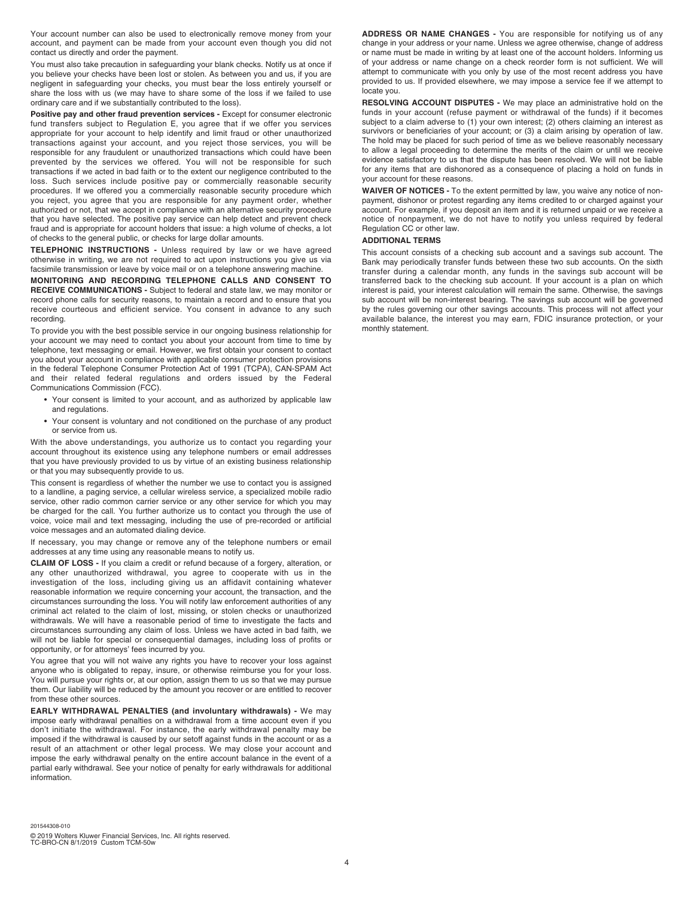Your account number can also be used to electronically remove money from your account, and payment can be made from your account even though you did not contact us directly and order the payment.

You must also take precaution in safeguarding your blank checks. Notify us at once if you believe your checks have been lost or stolen. As between you and us, if you are negligent in safeguarding your checks, you must bear the loss entirely yourself or share the loss with us (we may have to share some of the loss if we failed to use ordinary care and if we substantially contributed to the loss).

**Positive pay and other fraud prevention services -** Except for consumer electronic fund transfers subject to Regulation E, you agree that if we offer you services appropriate for your account to help identify and limit fraud or other unauthorized transactions against your account, and you reject those services, you will be responsible for any fraudulent or unauthorized transactions which could have been prevented by the services we offered. You will not be responsible for such transactions if we acted in bad faith or to the extent our negligence contributed to the loss. Such services include positive pay or commercially reasonable security procedures. If we offered you a commercially reasonable security procedure which you reject, you agree that you are responsible for any payment order, whether authorized or not, that we accept in compliance with an alternative security procedure that you have selected. The positive pay service can help detect and prevent check fraud and is appropriate for account holders that issue: a high volume of checks, a lot of checks to the general public, or checks for large dollar amounts.

**TELEPHONIC INSTRUCTIONS -** Unless required by law or we have agreed otherwise in writing, we are not required to act upon instructions you give us via facsimile transmission or leave by voice mail or on a telephone answering machine.

**MONITORING AND RECORDING TELEPHONE CALLS AND CONSENT TO RECEIVE COMMUNICATIONS -** Subject to federal and state law, we may monitor or record phone calls for security reasons, to maintain a record and to ensure that you receive courteous and efficient service. You consent in advance to any such recording.

To provide you with the best possible service in our ongoing business relationship for your account we may need to contact you about your account from time to time by telephone, text messaging or email. However, we first obtain your consent to contact you about your account in compliance with applicable consumer protection provisions in the federal Telephone Consumer Protection Act of 1991 (TCPA), CAN-SPAM Act and their related federal regulations and orders issued by the Federal Communications Commission (FCC).

- Your consent is limited to your account, and as authorized by applicable law and regulations.
- Your consent is voluntary and not conditioned on the purchase of any product or service from us.

With the above understandings, you authorize us to contact you regarding your account throughout its existence using any telephone numbers or email addresses that you have previously provided to us by virtue of an existing business relationship or that you may subsequently provide to us.

This consent is regardless of whether the number we use to contact you is assigned to a landline, a paging service, a cellular wireless service, a specialized mobile radio service, other radio common carrier service or any other service for which you may be charged for the call. You further authorize us to contact you through the use of voice, voice mail and text messaging, including the use of pre-recorded or artificial voice messages and an automated dialing device.

If necessary, you may change or remove any of the telephone numbers or email addresses at any time using any reasonable means to notify us.

**CLAIM OF LOSS -** If you claim a credit or refund because of a forgery, alteration, or any other unauthorized withdrawal, you agree to cooperate with us in the investigation of the loss, including giving us an affidavit containing whatever reasonable information we require concerning your account, the transaction, and the circumstances surrounding the loss. You will notify law enforcement authorities of any criminal act related to the claim of lost, missing, or stolen checks or unauthorized withdrawals. We will have a reasonable period of time to investigate the facts and circumstances surrounding any claim of loss. Unless we have acted in bad faith, we will not be liable for special or consequential damages, including loss of profits or opportunity, or for attorneys' fees incurred by you.

You agree that you will not waive any rights you have to recover your loss against anyone who is obligated to repay, insure, or otherwise reimburse you for your loss. You will pursue your rights or, at our option, assign them to us so that we may pursue them. Our liability will be reduced by the amount you recover or are entitled to recover from these other sources.

**EARLY WITHDRAWAL PENALTIES (and involuntary withdrawals) -** We may impose early withdrawal penalties on a withdrawal from a time account even if you don't initiate the withdrawal. For instance, the early withdrawal penalty may be imposed if the withdrawal is caused by our setoff against funds in the account or as a result of an attachment or other legal process. We may close your account and impose the early withdrawal penalty on the entire account balance in the event of a partial early withdrawal. See your notice of penalty for early withdrawals for additional information.

**ADDRESS OR NAME CHANGES -** You are responsible for notifying us of any change in your address or your name. Unless we agree otherwise, change of address or name must be made in writing by at least one of the account holders. Informing us of your address or name change on a check reorder form is not sufficient. We will attempt to communicate with you only by use of the most recent address you have provided to us. If provided elsewhere, we may impose a service fee if we attempt to locate you.

**RESOLVING ACCOUNT DISPUTES -** We may place an administrative hold on the funds in your account (refuse payment or withdrawal of the funds) if it becomes subject to a claim adverse to (1) your own interest; (2) others claiming an interest as survivors or beneficiaries of your account; or (3) a claim arising by operation of law. The hold may be placed for such period of time as we believe reasonably necessary to allow a legal proceeding to determine the merits of the claim or until we receive evidence satisfactory to us that the dispute has been resolved. We will not be liable for any items that are dishonored as a consequence of placing a hold on funds in your account for these reasons.

**WAIVER OF NOTICES -** To the extent permitted by law, you waive any notice of non-payment, dishonor or protest regarding any items credited to or charged against your account. For example, if you deposit an item and it is returned unpaid or we receive a notice of nonpayment, we do not have to notify you unless required by federal Regulation CC or other law.

**ADDITIONAL TERMS**

This account consists of a checking sub account and a savings sub account. The Bank may periodically transfer funds between these two sub accounts. On the sixth transfer during a calendar month, any funds in the savings sub account will be transferred back to the checking sub account. If your account is a plan on which interest is paid, your interest calculation will remain the same. Otherwise, the savings sub account will be non-interest bearing. The savings sub account will be governed by the rules governing our other savings accounts. This process will not affect your available balance, the interest you may earn, FDIC insurance protection, or your monthly statement.

201544308-010

© 2019 Wolters Kluwer Financial Services, Inc. All rights reserved.
TC-BRO-CN 8/1/2019 Custom TCM-50w